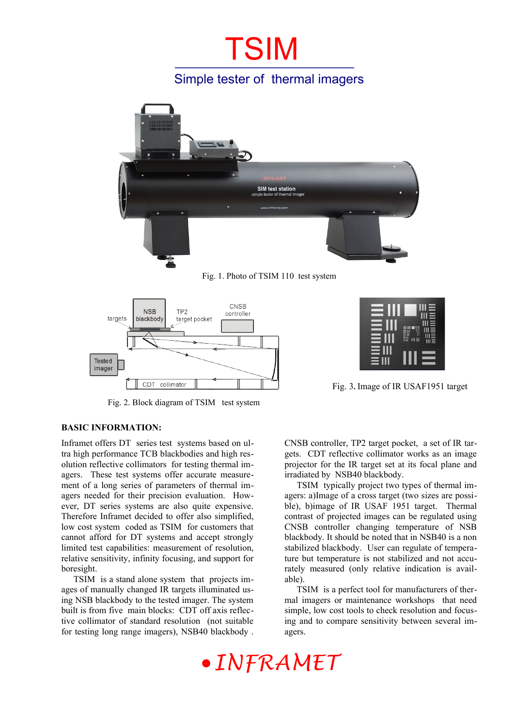# TSIM

## Simple tester of thermal imagers

Fig. 1. Photo of TSIM 110 test system

Fig. 2. Block diagram of TSIM test system

Fig. 3. Image of IR USAF1951 target

### BASIC INFORMATION:

Inframet offers DT series test systems based on ultra high performance TCB blackbodies and high resolution reflective collimators for testing thermal imagers. These test systems offer accurate measurement of a long series of parameters of thermal imagers needed for their precision evaluation. However, DT series systems are also quite expensive. Therefore Inframet decided to offer also simplified, low cost system coded as TSIM for customers that cannot afford for DT systems and accept strongly limited test capabilities: measurement of resolution, relative sensitivity, infinity focusing, and support for boresight.

TSIM is a stand alone system that projects images of manually changed IR targets illuminated using NSB blackbody to the tested imager. The system built is from five main blocks: CDT off axis reflective collimator of standard resolution (not suitable for testing long range imagers), NSB40 blackbody . CNSB controller, TP2 target pocket, a set of IR targets. CDT reflective collimator works as an image projector for the IR target set at its focal plane and irradiated by NSB40 blackbody.

TSIM typically project two types of thermal imagers: a)Image of a cross target (two sizes are possible), b)image of IR USAF 1951 target. Thermal contrast of projected images can be regulated using CNSB controller changing temperature of NSB blackbody. It should be noted that in NSB40 is a non stabilized blackbody. User can regulate of temperature but temperature is not stabilized and not accurately measured (only relative indication is available).

TSIM is a perfect tool for manufacturers of thermal imagers or maintenance workshops that need simple, low cost tools to check resolution and focusing and to compare sensitivity between several imagers.

*• INFRAMET*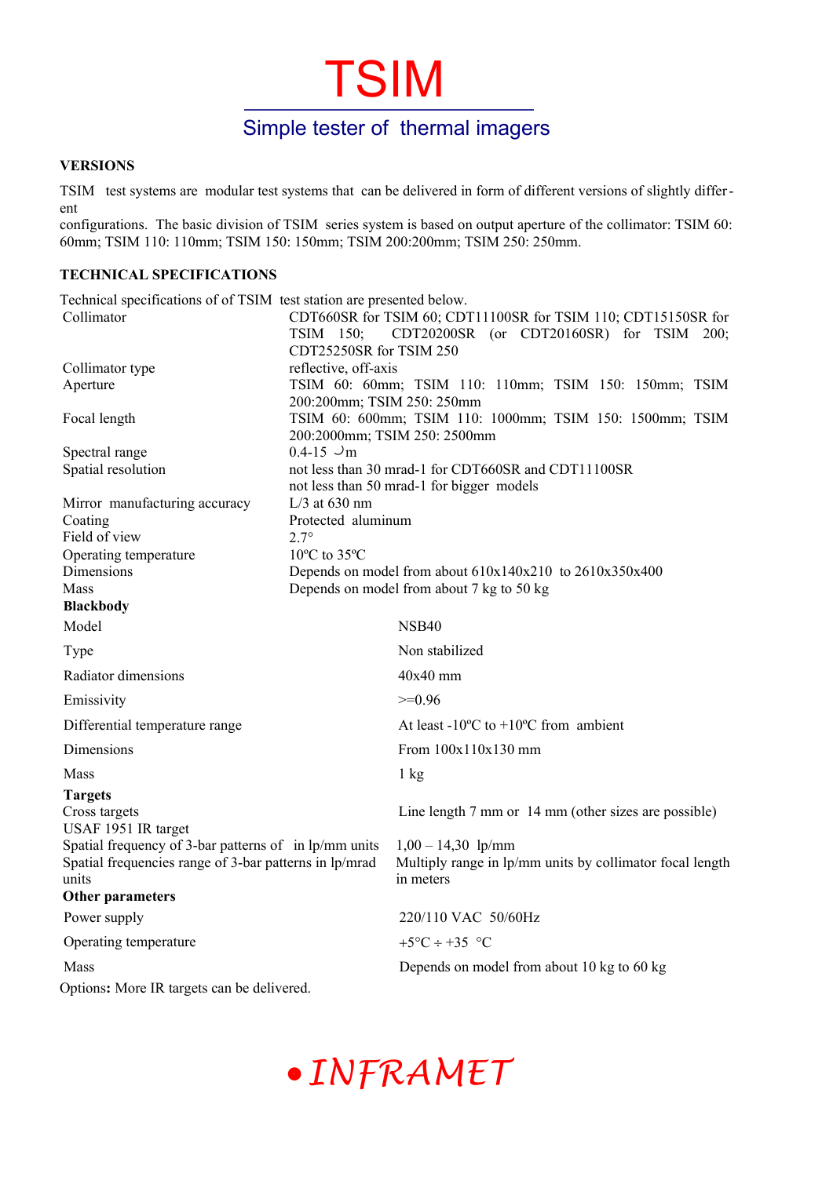# TSIM

## Simple tester of thermal imagers

### VERSIONS

TSIM test systems are modular test systems that can be delivered in form of different versions of slightly different configurations. The basic division of TSIM series system is based on output aperture of the collimator: TSIM 60: 60mm; TSIM 110: 110mm; TSIM 150: 150mm; TSIM 200:200mm; TSIM 250: 250mm.

### TECHNICAL SPECIFICATIONS

Technical specifications of of TSIM test station are presented below.

| | |
|---|---|
| Collimator | CDT660SR for TSIM 60; CDT11100SR for TSIM 110; CDT15150SR for TSIM 150; CDT20200SR (or CDT20160SR) for TSIM 200; CDT25250SR for TSIM 250 |
| Collimator type | reflective, off-axis |
| Aperture | TSIM 60: 60mm; TSIM 110: 110mm; TSIM 150: 150mm; TSIM 200:200mm; TSIM 250: 250mm |
| Focal length | TSIM 60: 600mm; TSIM 110: 1000mm; TSIM 150: 1500mm; TSIM 200:2000mm; TSIM 250: 2500mm |
| Spectral range | 0.4-15 µm |
| Spatial resolution | not less than 30 mrad-1 for CDT660SR and CDT11100SR<br>not less than 50 mrad-1 for bigger models |
| Mirror manufacturing accuracy | L/3 at 630 nm |
| Coating | Protected aluminum |
| Field of view | 2.7° |
| Operating temperature | 10ºC to 35ºC |
| Dimensions | Depends on model from about 610x140x210 to 2610x350x400 |
| Mass | Depends on model from about 7 kg to 50 kg |
| **Blackbody** | |
| Model | NSB40 |
| Type | Non stabilized |
| Radiator dimensions | 40x40 mm |
| Emissivity | >=0.96 |
| Differential temperature range | At least -10ºC to +10ºC from ambient |
| Dimensions | From 100x110x130 mm |
| Mass | 1 kg |
| **Targets** | |
| Cross targets | Line length 7 mm or 14 mm (other sizes are possible) |
| USAF 1951 IR target | |
| Spatial frequency of 3-bar patterns of in lp/mm units | 1,00 – 14,30 lp/mm |
| Spatial frequencies range of 3-bar patterns in lp/mrad units | Multiply range in lp/mm units by collimator focal length in meters |
| **Other parameters** | |
| Power supply | 220/110 VAC 50/60Hz |
| Operating temperature | +5°C ÷ +35 °C |
| Mass | Depends on model from about 10 kg to 60 kg |

Options**:** More IR targets can be delivered.

*INFRAMET*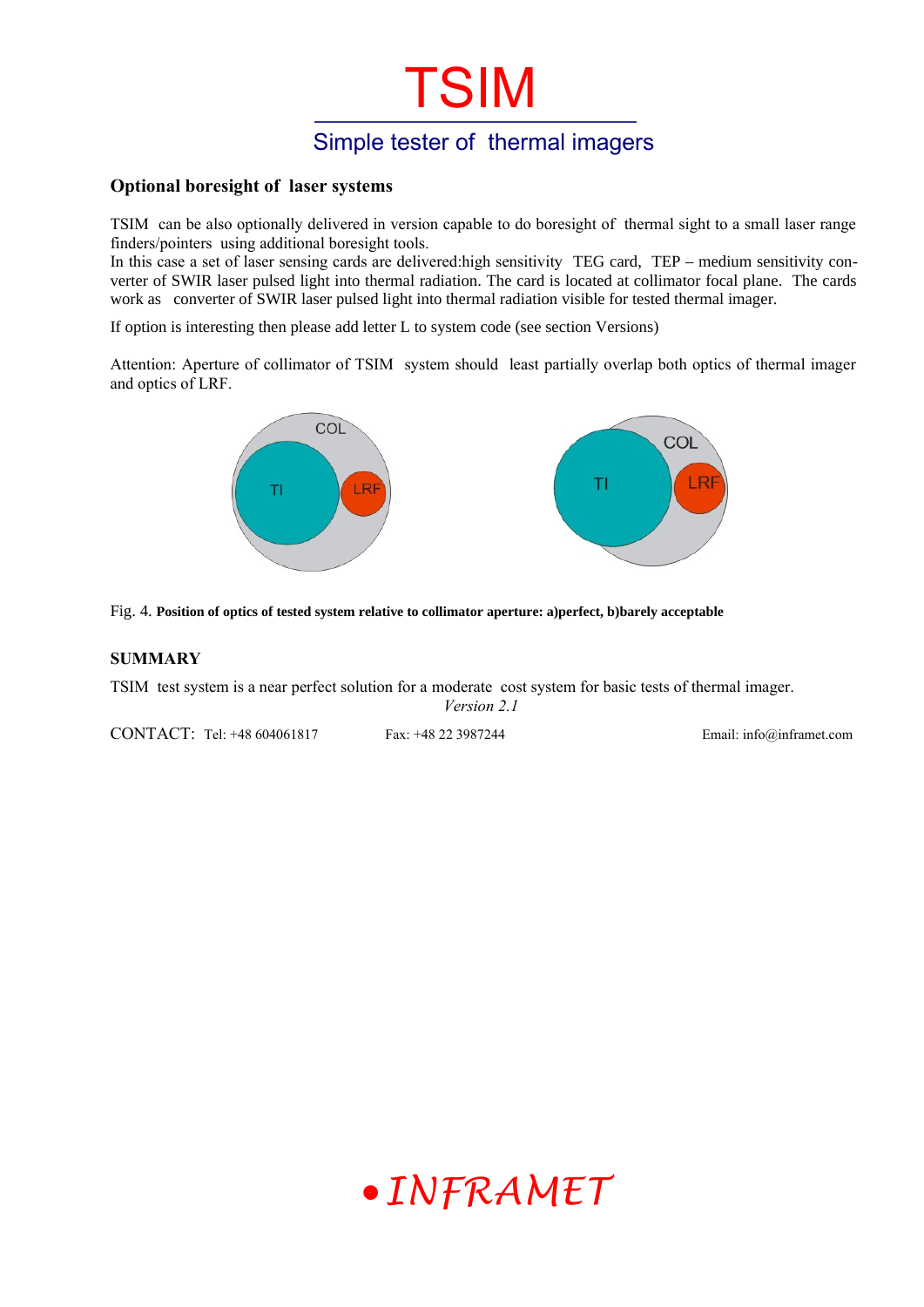# TSIM

## Simple tester of thermal imagers

### Optional boresight of laser systems

TSIM can be also optionally delivered in version capable to do boresight of thermal sight to a small laser range finders/pointers using additional boresight tools.
In this case a set of laser sensing cards are delivered:high sensitivity TEG card, TEP – medium sensitivity converter of SWIR laser pulsed light into thermal radiation. The card is located at collimator focal plane. The cards work as converter of SWIR laser pulsed light into thermal radiation visible for tested thermal imager.

If option is interesting then please add letter L to system code (see section Versions)

Attention: Aperture of collimator of TSIM system should least partially overlap both optics of thermal imager and optics of LRF.

COL
TI
LRF

COL
TI
LRF

Fig. 4. **Position of optics of tested system relative to collimator aperture: a)perfect, b)barely acceptable**

### SUMMARY

TSIM test system is a near perfect solution for a moderate cost system for basic tests of thermal imager.

*Version 2.1*

CONTACT: Tel: +48 604061817 Fax: +48 22 3987244 Email: info@inframet.com

*INFRAMET*